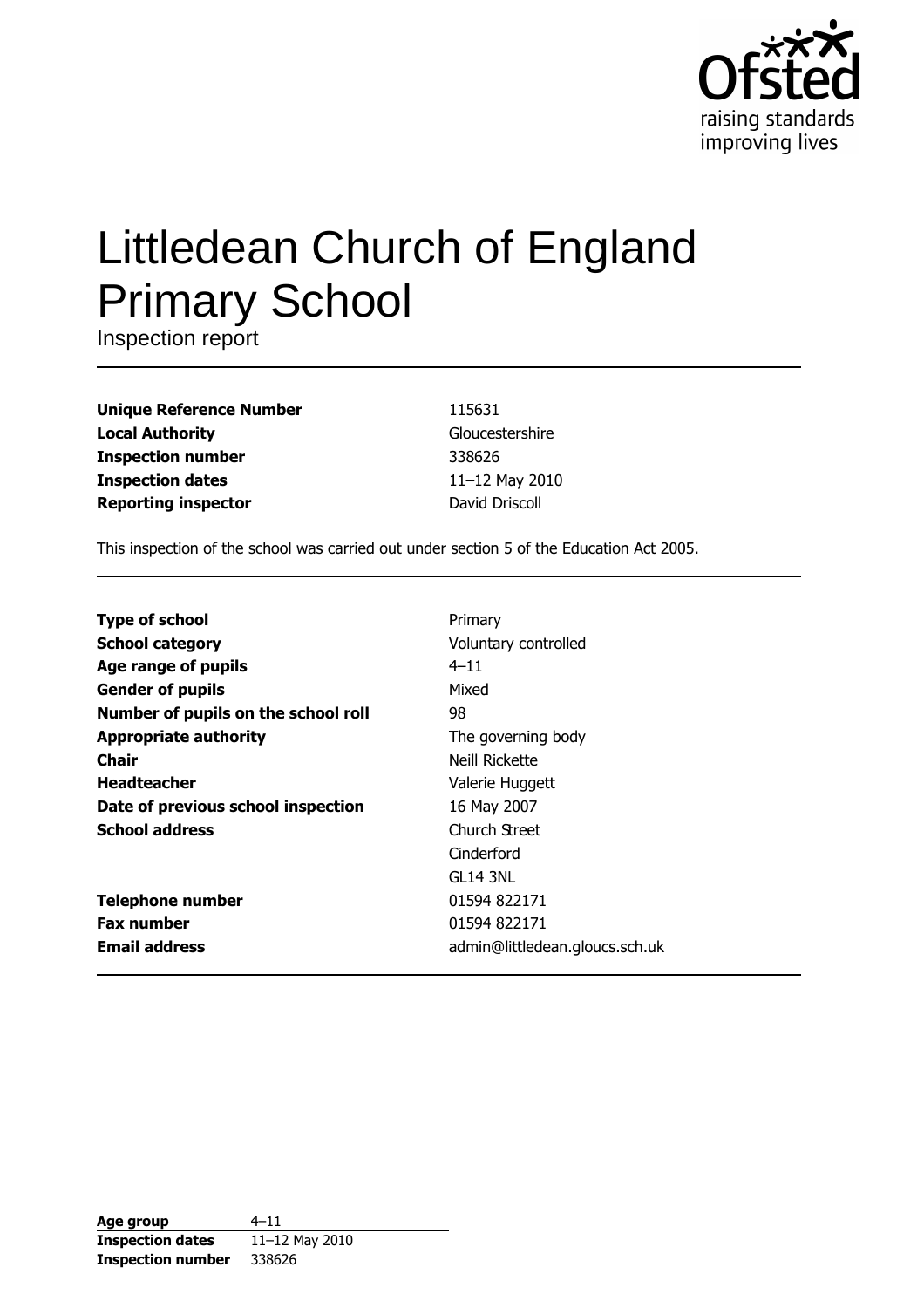# Littledean Church of England Primary School

Inspection report

| | |
|---|---|
| **Unique Reference Number** | 115631 |
| **Local Authority** | Gloucestershire |
| **Inspection number** | 338626 |
| **Inspection dates** | 11–12 May 2010 |
| **Reporting inspector** | David Driscoll |

This inspection of the school was carried out under section 5 of the Education Act 2005.

| | |
|---|---|
| **Type of school** | Primary |
| **School category** | Voluntary controlled |
| **Age range of pupils** | 4–11 |
| **Gender of pupils** | Mixed |
| **Number of pupils on the school roll** | 98 |
| **Appropriate authority** | The governing body |
| **Chair** | Neill Rickette |
| **Headteacher** | Valerie Huggett |
| **Date of previous school inspection** | 16 May 2007 |
| **School address** | Church Street<br>Cinderford<br>GL14 3NL |
| **Telephone number** | 01594 822171 |
| **Fax number** | 01594 822171 |
| **Email address** | admin@littledean.gloucs.sch.uk |

| | |
|---|---|
| **Age group** | 4–11 |
| **Inspection dates** | 11–12 May 2010 |
| **Inspection number** | 338626 |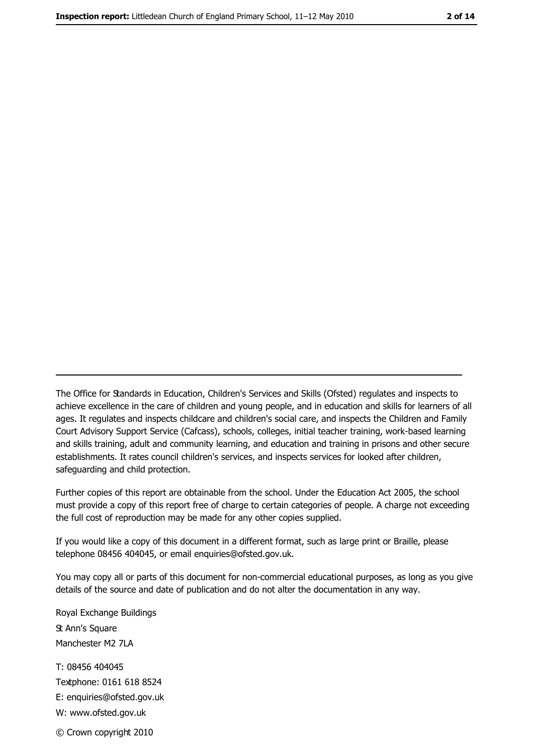---

The Office for Standards in Education, Children's Services and Skills (Ofsted) regulates and inspects to achieve excellence in the care of children and young people, and in education and skills for learners of all ages. It regulates and inspects childcare and children's social care, and inspects the Children and Family Court Advisory Support Service (Cafcass), schools, colleges, initial teacher training, work-based learning and skills training, adult and community learning, and education and training in prisons and other secure establishments. It rates council children's services, and inspects services for looked after children, safeguarding and child protection.

Further copies of this report are obtainable from the school. Under the Education Act 2005, the school must provide a copy of this report free of charge to certain categories of people. A charge not exceeding the full cost of reproduction may be made for any other copies supplied.

If you would like a copy of this document in a different format, such as large print or Braille, please telephone 08456 404045, or email enquiries@ofsted.gov.uk.

You may copy all or parts of this document for non-commercial educational purposes, as long as you give details of the source and date of publication and do not alter the documentation in any way.

Royal Exchange Buildings
St Ann's Square
Manchester M2 7LA

T: 08456 404045
Textphone: 0161 618 8524
E: enquiries@ofsted.gov.uk
W: www.ofsted.gov.uk

© Crown copyright 2010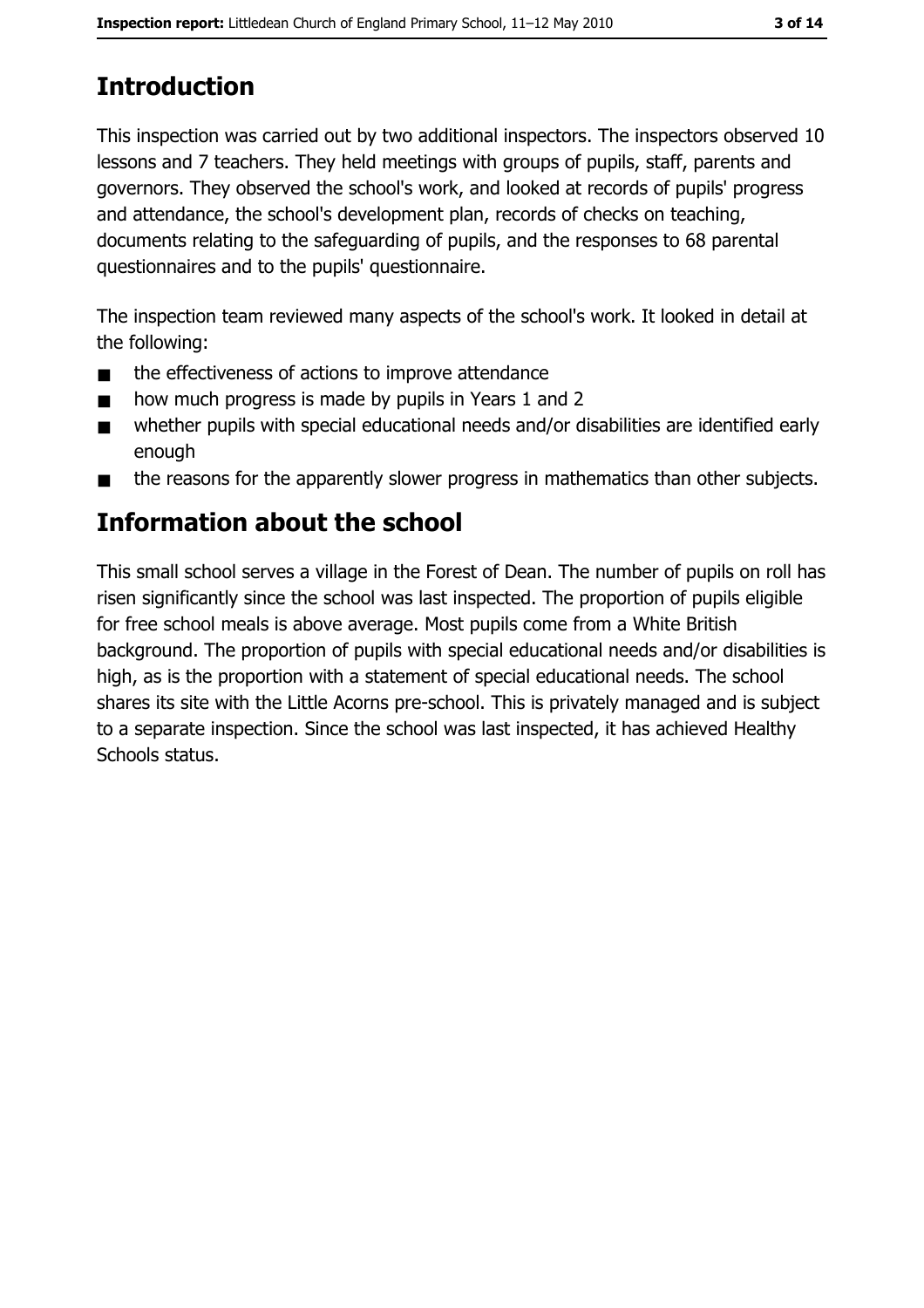## Introduction

This inspection was carried out by two additional inspectors. The inspectors observed 10 lessons and 7 teachers. They held meetings with groups of pupils, staff, parents and governors. They observed the school's work, and looked at records of pupils' progress and attendance, the school's development plan, records of checks on teaching, documents relating to the safeguarding of pupils, and the responses to 68 parental questionnaires and to the pupils' questionnaire.

The inspection team reviewed many aspects of the school's work. It looked in detail at the following:

- the effectiveness of actions to improve attendance
- how much progress is made by pupils in Years 1 and 2
- whether pupils with special educational needs and/or disabilities are identified early enough
- the reasons for the apparently slower progress in mathematics than other subjects.

## Information about the school

This small school serves a village in the Forest of Dean. The number of pupils on roll has risen significantly since the school was last inspected. The proportion of pupils eligible for free school meals is above average. Most pupils come from a White British background. The proportion of pupils with special educational needs and/or disabilities is high, as is the proportion with a statement of special educational needs. The school shares its site with the Little Acorns pre-school. This is privately managed and is subject to a separate inspection. Since the school was last inspected, it has achieved Healthy Schools status.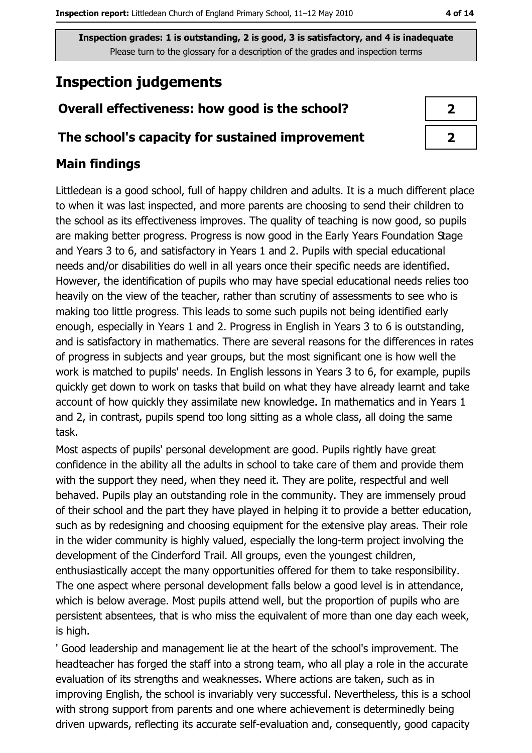**Inspection grades: 1 is outstanding, 2 is good, 3 is satisfactory, and 4 is inadequate**
Please turn to the glossary for a description of the grades and inspection terms

# Inspection judgements

| Overall effectiveness: how good is the school? | 2 |
|---|---|
| The school's capacity for sustained improvement | 2 |

## Main findings

Littledean is a good school, full of happy children and adults. It is a much different place to when it was last inspected, and more parents are choosing to send their children to the school as its effectiveness improves. The quality of teaching is now good, so pupils are making better progress. Progress is now good in the Early Years Foundation Stage and Years 3 to 6, and satisfactory in Years 1 and 2. Pupils with special educational needs and/or disabilities do well in all years once their specific needs are identified. However, the identification of pupils who may have special educational needs relies too heavily on the view of the teacher, rather than scrutiny of assessments to see who is making too little progress. This leads to some such pupils not being identified early enough, especially in Years 1 and 2. Progress in English in Years 3 to 6 is outstanding, and is satisfactory in mathematics. There are several reasons for the differences in rates of progress in subjects and year groups, but the most significant one is how well the work is matched to pupils' needs. In English lessons in Years 3 to 6, for example, pupils quickly get down to work on tasks that build on what they have already learnt and take account of how quickly they assimilate new knowledge. In mathematics and in Years 1 and 2, in contrast, pupils spend too long sitting as a whole class, all doing the same task.

Most aspects of pupils' personal development are good. Pupils rightly have great confidence in the ability all the adults in school to take care of them and provide them with the support they need, when they need it. They are polite, respectful and well behaved. Pupils play an outstanding role in the community. They are immensely proud of their school and the part they have played in helping it to provide a better education, such as by redesigning and choosing equipment for the extensive play areas. Their role in the wider community is highly valued, especially the long-term project involving the development of the Cinderford Trail. All groups, even the youngest children, enthusiastically accept the many opportunities offered for them to take responsibility. The one aspect where personal development falls below a good level is in attendance, which is below average. Most pupils attend well, but the proportion of pupils who are persistent absentees, that is who miss the equivalent of more than one day each week, is high.

' Good leadership and management lie at the heart of the school's improvement. The headteacher has forged the staff into a strong team, who all play a role in the accurate evaluation of its strengths and weaknesses. Where actions are taken, such as in improving English, the school is invariably very successful. Nevertheless, this is a school with strong support from parents and one where achievement is determinedly being driven upwards, reflecting its accurate self-evaluation and, consequently, good capacity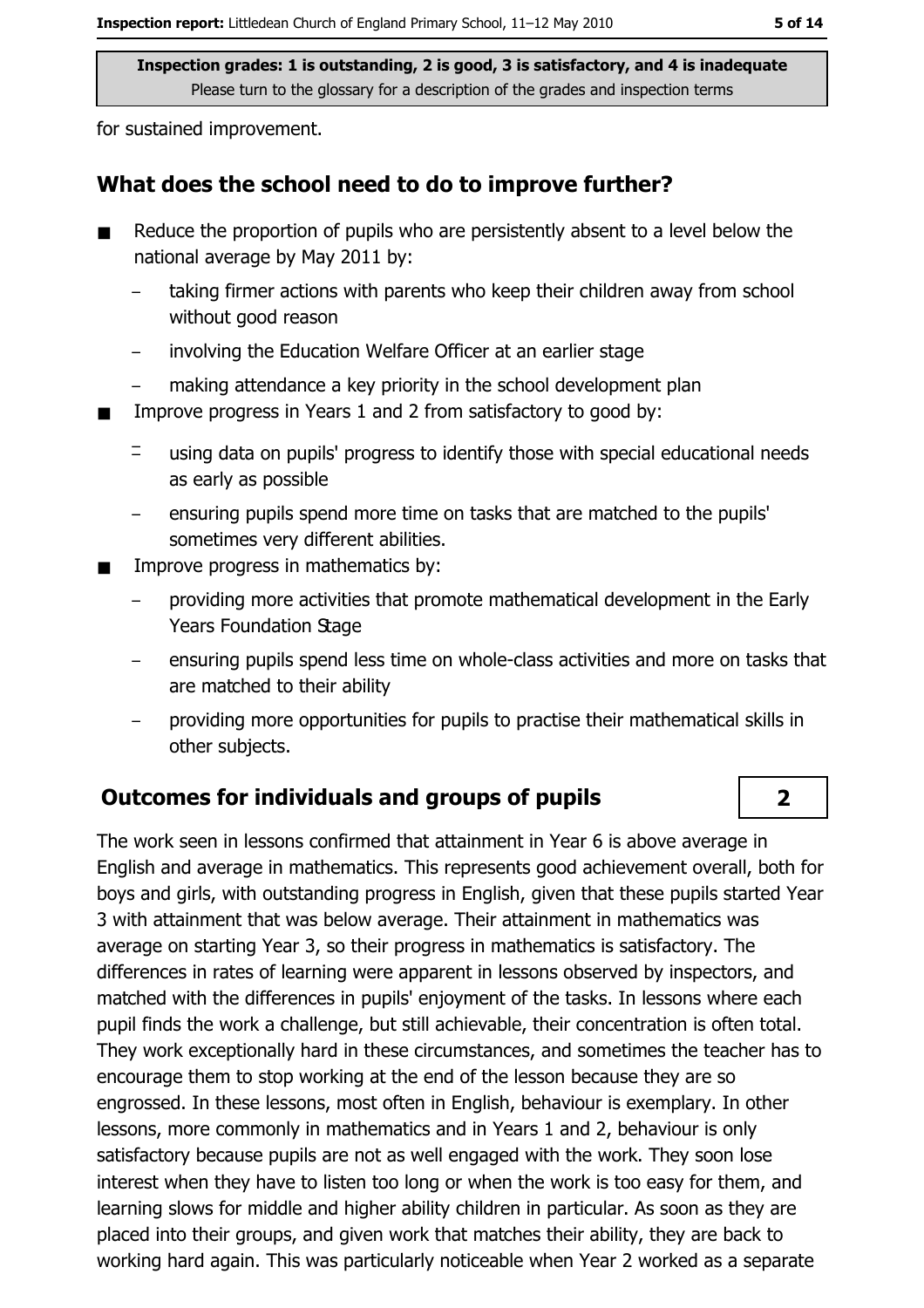Inspection grades: 1 is outstanding, 2 is good, 3 is satisfactory, and 4 is inadequate
Please turn to the glossary for a description of the grades and inspection terms

for sustained improvement.

## What does the school need to do to improve further?

- Reduce the proportion of pupils who are persistently absent to a level below the national average by May 2011 by:
  - taking firmer actions with parents who keep their children away from school without good reason
  - involving the Education Welfare Officer at an earlier stage
  - making attendance a key priority in the school development plan
- Improve progress in Years 1 and 2 from satisfactory to good by:
  - using data on pupils' progress to identify those with special educational needs as early as possible
  - ensuring pupils spend more time on tasks that are matched to the pupils' sometimes very different abilities.
- Improve progress in mathematics by:
  - providing more activities that promote mathematical development in the Early Years Foundation Stage
  - ensuring pupils spend less time on whole-class activities and more on tasks that are matched to their ability
  - providing more opportunities for pupils to practise their mathematical skills in other subjects.

## Outcomes for individuals and groups of pupils — 2

The work seen in lessons confirmed that attainment in Year 6 is above average in English and average in mathematics. This represents good achievement overall, both for boys and girls, with outstanding progress in English, given that these pupils started Year 3 with attainment that was below average. Their attainment in mathematics was average on starting Year 3, so their progress in mathematics is satisfactory. The differences in rates of learning were apparent in lessons observed by inspectors, and matched with the differences in pupils' enjoyment of the tasks. In lessons where each pupil finds the work a challenge, but still achievable, their concentration is often total. They work exceptionally hard in these circumstances, and sometimes the teacher has to encourage them to stop working at the end of the lesson because they are so engrossed. In these lessons, most often in English, behaviour is exemplary. In other lessons, more commonly in mathematics and in Years 1 and 2, behaviour is only satisfactory because pupils are not as well engaged with the work. They soon lose interest when they have to listen too long or when the work is too easy for them, and learning slows for middle and higher ability children in particular. As soon as they are placed into their groups, and given work that matches their ability, they are back to working hard again. This was particularly noticeable when Year 2 worked as a separate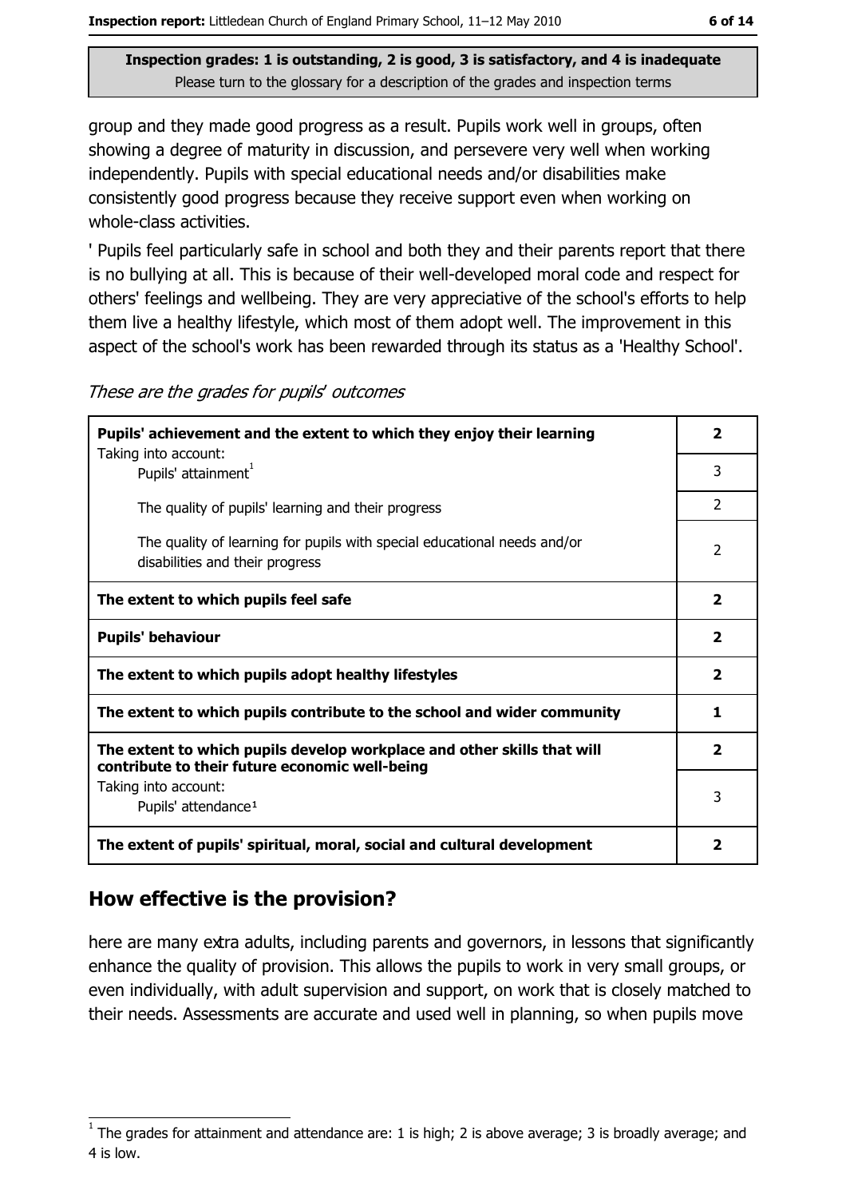**Inspection grades: 1 is outstanding, 2 is good, 3 is satisfactory, and 4 is inadequate**
Please turn to the glossary for a description of the grades and inspection terms

group and they made good progress as a result. Pupils work well in groups, often showing a degree of maturity in discussion, and persevere very well when working independently. Pupils with special educational needs and/or disabilities make consistently good progress because they receive support even when working on whole-class activities.

' Pupils feel particularly safe in school and both they and their parents report that there is no bullying at all. This is because of their well-developed moral code and respect for others' feelings and wellbeing. They are very appreciative of the school's efforts to help them live a healthy lifestyle, which most of them adopt well. The improvement in this aspect of the school's work has been rewarded through its status as a 'Healthy School'.

*These are the grades for pupils' outcomes*

| | |
|---|---|
| **Pupils' achievement and the extent to which they enjoy their learning** | **2** |
| Taking into account: Pupils' attainment[1] | 3 |
| The quality of pupils' learning and their progress | 2 |
| The quality of learning for pupils with special educational needs and/or disabilities and their progress | 2 |
| **The extent to which pupils feel safe** | **2** |
| **Pupils' behaviour** | **2** |
| **The extent to which pupils adopt healthy lifestyles** | **2** |
| **The extent to which pupils contribute to the school and wider community** | **1** |
| **The extent to which pupils develop workplace and other skills that will contribute to their future economic well-being** | **2** |
| Taking into account: Pupils' attendance[1] | 3 |
| **The extent of pupils' spiritual, moral, social and cultural development** | **2** |

## How effective is the provision?

here are many extra adults, including parents and governors, in lessons that significantly enhance the quality of provision. This allows the pupils to work in very small groups, or even individually, with adult supervision and support, on work that is closely matched to their needs. Assessments are accurate and used well in planning, so when pupils move

[1] The grades for attainment and attendance are: 1 is high; 2 is above average; 3 is broadly average; and 4 is low.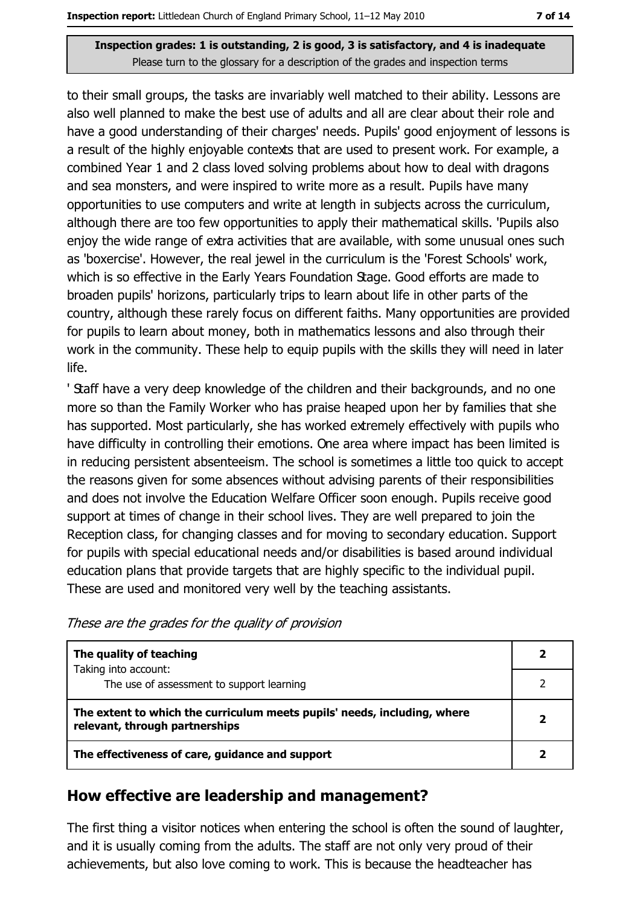Inspection grades: 1 is outstanding, 2 is good, 3 is satisfactory, and 4 is inadequate
Please turn to the glossary for a description of the grades and inspection terms

to their small groups, the tasks are invariably well matched to their ability. Lessons are also well planned to make the best use of adults and all are clear about their role and have a good understanding of their charges' needs. Pupils' good enjoyment of lessons is a result of the highly enjoyable contexts that are used to present work. For example, a combined Year 1 and 2 class loved solving problems about how to deal with dragons and sea monsters, and were inspired to write more as a result. Pupils have many opportunities to use computers and write at length in subjects across the curriculum, although there are too few opportunities to apply their mathematical skills. 'Pupils also enjoy the wide range of extra activities that are available, with some unusual ones such as 'boxercise'. However, the real jewel in the curriculum is the 'Forest Schools' work, which is so effective in the Early Years Foundation Stage. Good efforts are made to broaden pupils' horizons, particularly trips to learn about life in other parts of the country, although these rarely focus on different faiths. Many opportunities are provided for pupils to learn about money, both in mathematics lessons and also through their work in the community. These help to equip pupils with the skills they will need in later life.

' Staff have a very deep knowledge of the children and their backgrounds, and no one more so than the Family Worker who has praise heaped upon her by families that she has supported. Most particularly, she has worked extremely effectively with pupils who have difficulty in controlling their emotions. One area where impact has been limited is in reducing persistent absenteeism. The school is sometimes a little too quick to accept the reasons given for some absences without advising parents of their responsibilities and does not involve the Education Welfare Officer soon enough. Pupils receive good support at times of change in their school lives. They are well prepared to join the Reception class, for changing classes and for moving to secondary education. Support for pupils with special educational needs and/or disabilities is based around individual education plans that provide targets that are highly specific to the individual pupil. These are used and monitored very well by the teaching assistants.

*These are the grades for the quality of provision*

| | |
|---|---|
| **The quality of teaching**<br>Taking into account: | **2** |
| The use of assessment to support learning | 2 |
| **The extent to which the curriculum meets pupils' needs, including, where relevant, through partnerships** | **2** |
| **The effectiveness of care, guidance and support** | **2** |

## How effective are leadership and management?

The first thing a visitor notices when entering the school is often the sound of laughter, and it is usually coming from the adults. The staff are not only very proud of their achievements, but also love coming to work. This is because the headteacher has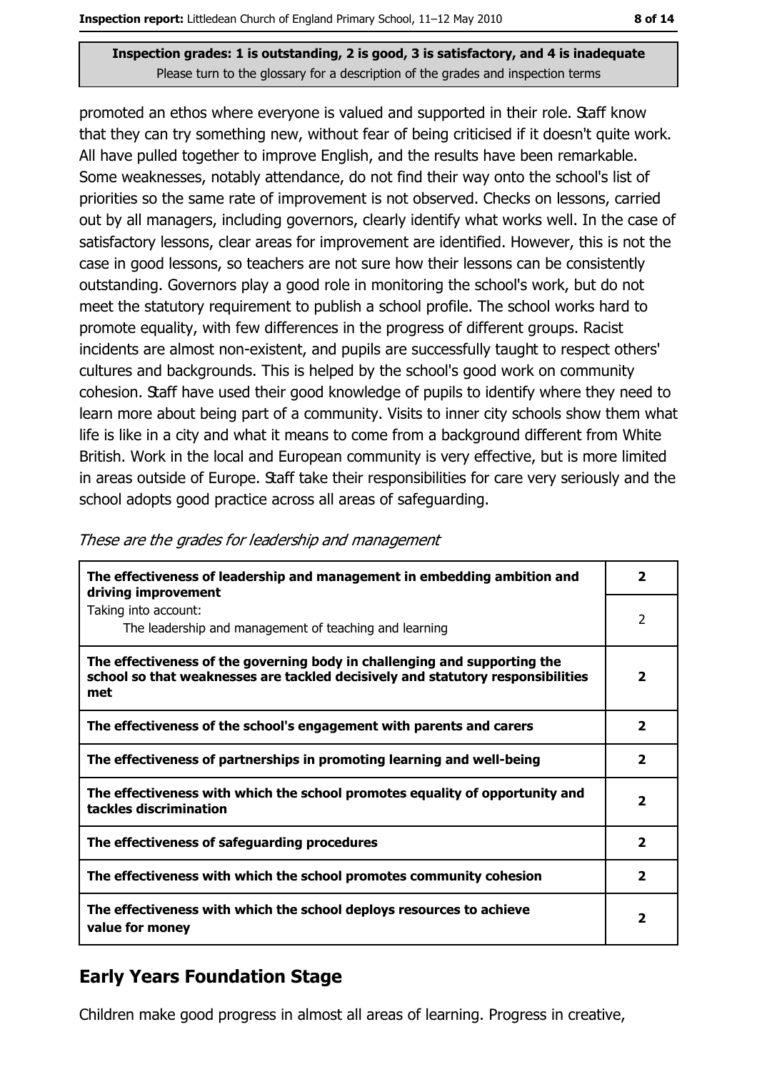**Inspection grades: 1 is outstanding, 2 is good, 3 is satisfactory, and 4 is inadequate**
Please turn to the glossary for a description of the grades and inspection terms

promoted an ethos where everyone is valued and supported in their role. Staff know that they can try something new, without fear of being criticised if it doesn't quite work. All have pulled together to improve English, and the results have been remarkable. Some weaknesses, notably attendance, do not find their way onto the school's list of priorities so the same rate of improvement is not observed. Checks on lessons, carried out by all managers, including governors, clearly identify what works well. In the case of satisfactory lessons, clear areas for improvement are identified. However, this is not the case in good lessons, so teachers are not sure how their lessons can be consistently outstanding. Governors play a good role in monitoring the school's work, but do not meet the statutory requirement to publish a school profile. The school works hard to promote equality, with few differences in the progress of different groups. Racist incidents are almost non-existent, and pupils are successfully taught to respect others' cultures and backgrounds. This is helped by the school's good work on community cohesion. Staff have used their good knowledge of pupils to identify where they need to learn more about being part of a community. Visits to inner city schools show them what life is like in a city and what it means to come from a background different from White British. Work in the local and European community is very effective, but is more limited in areas outside of Europe. Staff take their responsibilities for care very seriously and the school adopts good practice across all areas of safeguarding.

*These are the grades for leadership and management*

| | |
|---|---|
| **The effectiveness of leadership and management in embedding ambition and driving improvement** | **2** |
| Taking into account: The leadership and management of teaching and learning | 2 |
| **The effectiveness of the governing body in challenging and supporting the school so that weaknesses are tackled decisively and statutory responsibilities met** | **2** |
| **The effectiveness of the school's engagement with parents and carers** | **2** |
| **The effectiveness of partnerships in promoting learning and well-being** | **2** |
| **The effectiveness with which the school promotes equality of opportunity and tackles discrimination** | **2** |
| **The effectiveness of safeguarding procedures** | **2** |
| **The effectiveness with which the school promotes community cohesion** | **2** |
| **The effectiveness with which the school deploys resources to achieve value for money** | **2** |

## Early Years Foundation Stage

Children make good progress in almost all areas of learning. Progress in creative,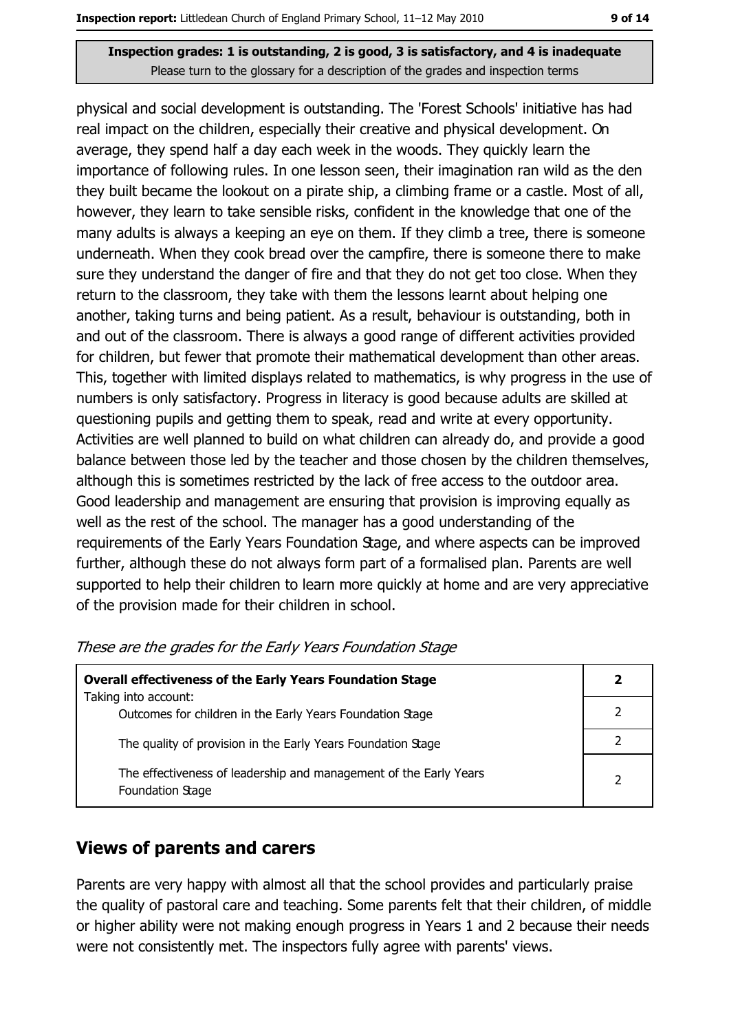physical and social development is outstanding. The 'Forest Schools' initiative has had real impact on the children, especially their creative and physical development. On average, they spend half a day each week in the woods. They quickly learn the importance of following rules. In one lesson seen, their imagination ran wild as the den they built became the lookout on a pirate ship, a climbing frame or a castle. Most of all, however, they learn to take sensible risks, confident in the knowledge that one of the many adults is always a keeping an eye on them. If they climb a tree, there is someone underneath. When they cook bread over the campfire, there is someone there to make sure they understand the danger of fire and that they do not get too close. When they return to the classroom, they take with them the lessons learnt about helping one another, taking turns and being patient. As a result, behaviour is outstanding, both in and out of the classroom. There is always a good range of different activities provided for children, but fewer that promote their mathematical development than other areas. This, together with limited displays related to mathematics, is why progress in the use of numbers is only satisfactory. Progress in literacy is good because adults are skilled at questioning pupils and getting them to speak, read and write at every opportunity. Activities are well planned to build on what children can already do, and provide a good balance between those led by the teacher and those chosen by the children themselves, although this is sometimes restricted by the lack of free access to the outdoor area. Good leadership and management are ensuring that provision is improving equally as well as the rest of the school. The manager has a good understanding of the requirements of the Early Years Foundation Stage, and where aspects can be improved further, although these do not always form part of a formalised plan. Parents are well supported to help their children to learn more quickly at home and are very appreciative of the provision made for their children in school.

*These are the grades for the Early Years Foundation Stage*

| **Overall effectiveness of the Early Years Foundation Stage** | **2** |
|---|---|
| Taking into account:<br>Outcomes for children in the Early Years Foundation Stage | 2 |
| The quality of provision in the Early Years Foundation Stage | 2 |
| The effectiveness of leadership and management of the Early Years Foundation Stage | 2 |

## Views of parents and carers

Parents are very happy with almost all that the school provides and particularly praise the quality of pastoral care and teaching. Some parents felt that their children, of middle or higher ability were not making enough progress in Years 1 and 2 because their needs were not consistently met. The inspectors fully agree with parents' views.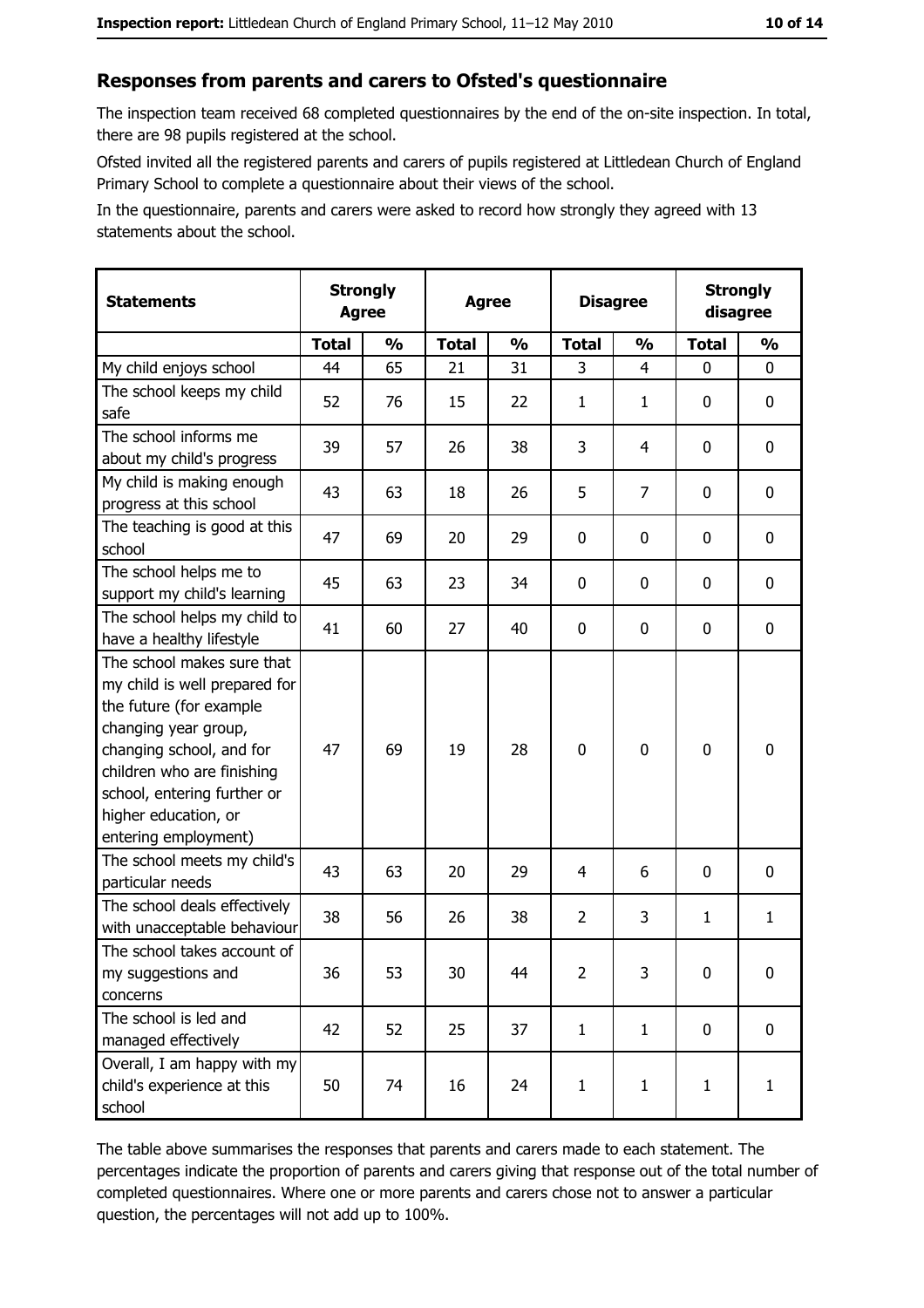## Responses from parents and carers to Ofsted's questionnaire

The inspection team received 68 completed questionnaires by the end of the on-site inspection. In total, there are 98 pupils registered at the school.

Ofsted invited all the registered parents and carers of pupils registered at Littledean Church of England Primary School to complete a questionnaire about their views of the school.

In the questionnaire, parents and carers were asked to record how strongly they agreed with 13 statements about the school.

| Statements | Strongly Agree | | Agree | | Disagree | | Strongly disagree | |
|---|---|---|---|---|---|---|---|---|
| | Total | % | Total | % | Total | % | Total | % |
| My child enjoys school | 44 | 65 | 21 | 31 | 3 | 4 | 0 | 0 |
| The school keeps my child safe | 52 | 76 | 15 | 22 | 1 | 1 | 0 | 0 |
| The school informs me about my child's progress | 39 | 57 | 26 | 38 | 3 | 4 | 0 | 0 |
| My child is making enough progress at this school | 43 | 63 | 18 | 26 | 5 | 7 | 0 | 0 |
| The teaching is good at this school | 47 | 69 | 20 | 29 | 0 | 0 | 0 | 0 |
| The school helps me to support my child's learning | 45 | 63 | 23 | 34 | 0 | 0 | 0 | 0 |
| The school helps my child to have a healthy lifestyle | 41 | 60 | 27 | 40 | 0 | 0 | 0 | 0 |
| The school makes sure that my child is well prepared for the future (for example changing year group, changing school, and for children who are finishing school, entering further or higher education, or entering employment) | 47 | 69 | 19 | 28 | 0 | 0 | 0 | 0 |
| The school meets my child's particular needs | 43 | 63 | 20 | 29 | 4 | 6 | 0 | 0 |
| The school deals effectively with unacceptable behaviour | 38 | 56 | 26 | 38 | 2 | 3 | 1 | 1 |
| The school takes account of my suggestions and concerns | 36 | 53 | 30 | 44 | 2 | 3 | 0 | 0 |
| The school is led and managed effectively | 42 | 52 | 25 | 37 | 1 | 1 | 0 | 0 |
| Overall, I am happy with my child's experience at this school | 50 | 74 | 16 | 24 | 1 | 1 | 1 | 1 |

The table above summarises the responses that parents and carers made to each statement. The percentages indicate the proportion of parents and carers giving that response out of the total number of completed questionnaires. Where one or more parents and carers chose not to answer a particular question, the percentages will not add up to 100%.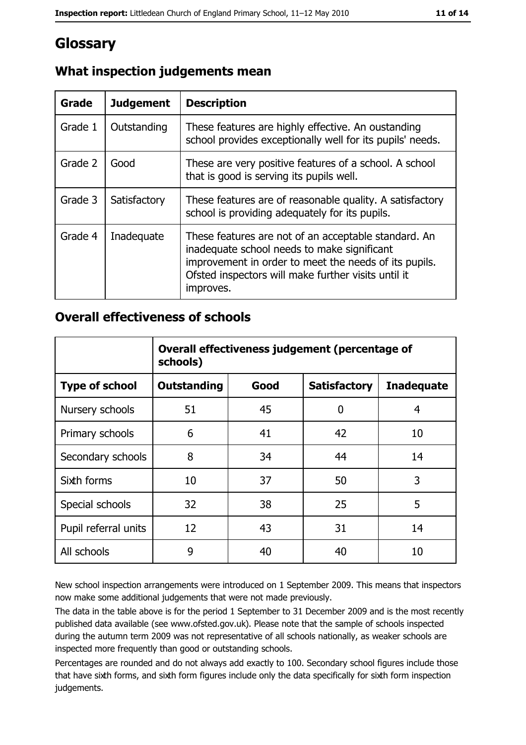# Glossary

## What inspection judgements mean

| Grade | Judgement | Description |
| --- | --- | --- |
| Grade 1 | Outstanding | These features are highly effective. An oustanding school provides exceptionally well for its pupils' needs. |
| Grade 2 | Good | These are very positive features of a school. A school that is good is serving its pupils well. |
| Grade 3 | Satisfactory | These features are of reasonable quality. A satisfactory school is providing adequately for its pupils. |
| Grade 4 | Inadequate | These features are not of an acceptable standard. An inadequate school needs to make significant improvement in order to meet the needs of its pupils. Ofsted inspectors will make further visits until it improves. |

## Overall effectiveness of schools

| | Overall effectiveness judgement (percentage of schools) | | | |
| --- | --- | --- | --- | --- |
| **Type of school** | **Outstanding** | **Good** | **Satisfactory** | **Inadequate** |
| Nursery schools | 51 | 45 | 0 | 4 |
| Primary schools | 6 | 41 | 42 | 10 |
| Secondary schools | 8 | 34 | 44 | 14 |
| Sixth forms | 10 | 37 | 50 | 3 |
| Special schools | 32 | 38 | 25 | 5 |
| Pupil referral units | 12 | 43 | 31 | 14 |
| All schools | 9 | 40 | 40 | 10 |

New school inspection arrangements were introduced on 1 September 2009. This means that inspectors now make some additional judgements that were not made previously.

The data in the table above is for the period 1 September to 31 December 2009 and is the most recently published data available (see www.ofsted.gov.uk). Please note that the sample of schools inspected during the autumn term 2009 was not representative of all schools nationally, as weaker schools are inspected more frequently than good or outstanding schools.

Percentages are rounded and do not always add exactly to 100. Secondary school figures include those that have sixth forms, and sixth form figures include only the data specifically for sixth form inspection judgements.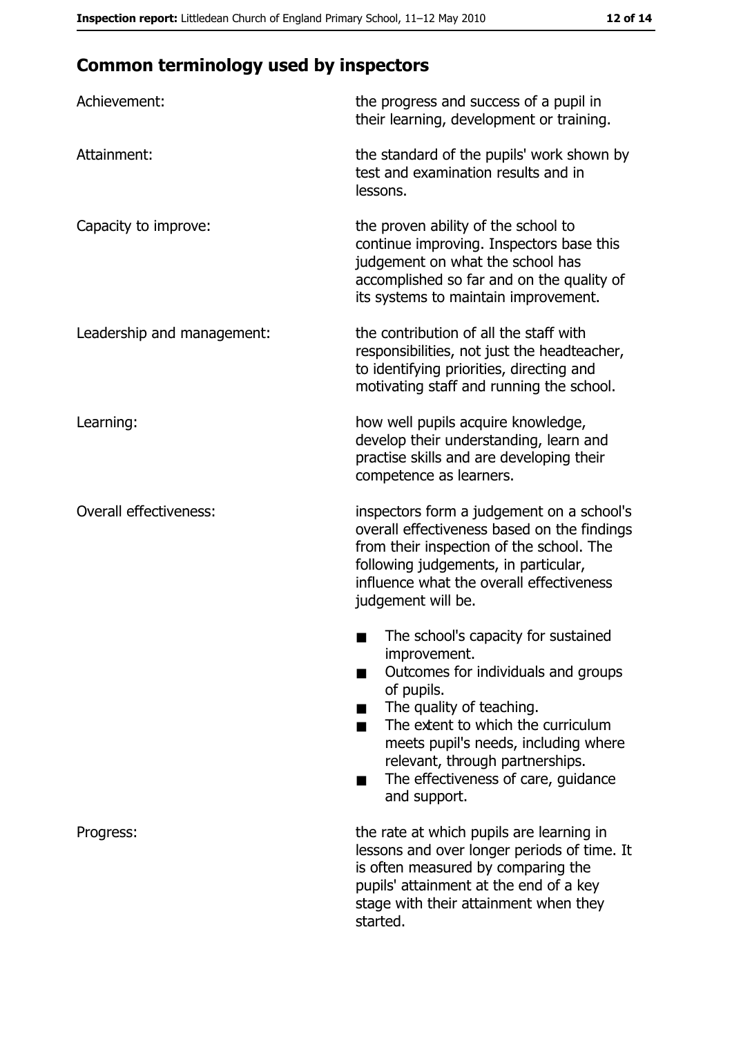## Common terminology used by inspectors

| | |
|---|---|
| Achievement: | the progress and success of a pupil in their learning, development or training. |
| Attainment: | the standard of the pupils' work shown by test and examination results and in lessons. |
| Capacity to improve: | the proven ability of the school to continue improving. Inspectors base this judgement on what the school has accomplished so far and on the quality of its systems to maintain improvement. |
| Leadership and management: | the contribution of all the staff with responsibilities, not just the headteacher, to identifying priorities, directing and motivating staff and running the school. |
| Learning: | how well pupils acquire knowledge, develop their understanding, learn and practise skills and are developing their competence as learners. |
| Overall effectiveness: | inspectors form a judgement on a school's overall effectiveness based on the findings from their inspection of the school. The following judgements, in particular, influence what the overall effectiveness judgement will be.<br>■ The school's capacity for sustained improvement.<br>■ Outcomes for individuals and groups of pupils.<br>■ The quality of teaching.<br>■ The extent to which the curriculum meets pupil's needs, including where relevant, through partnerships.<br>■ The effectiveness of care, guidance and support. |
| Progress: | the rate at which pupils are learning in lessons and over longer periods of time. It is often measured by comparing the pupils' attainment at the end of a key stage with their attainment when they started. |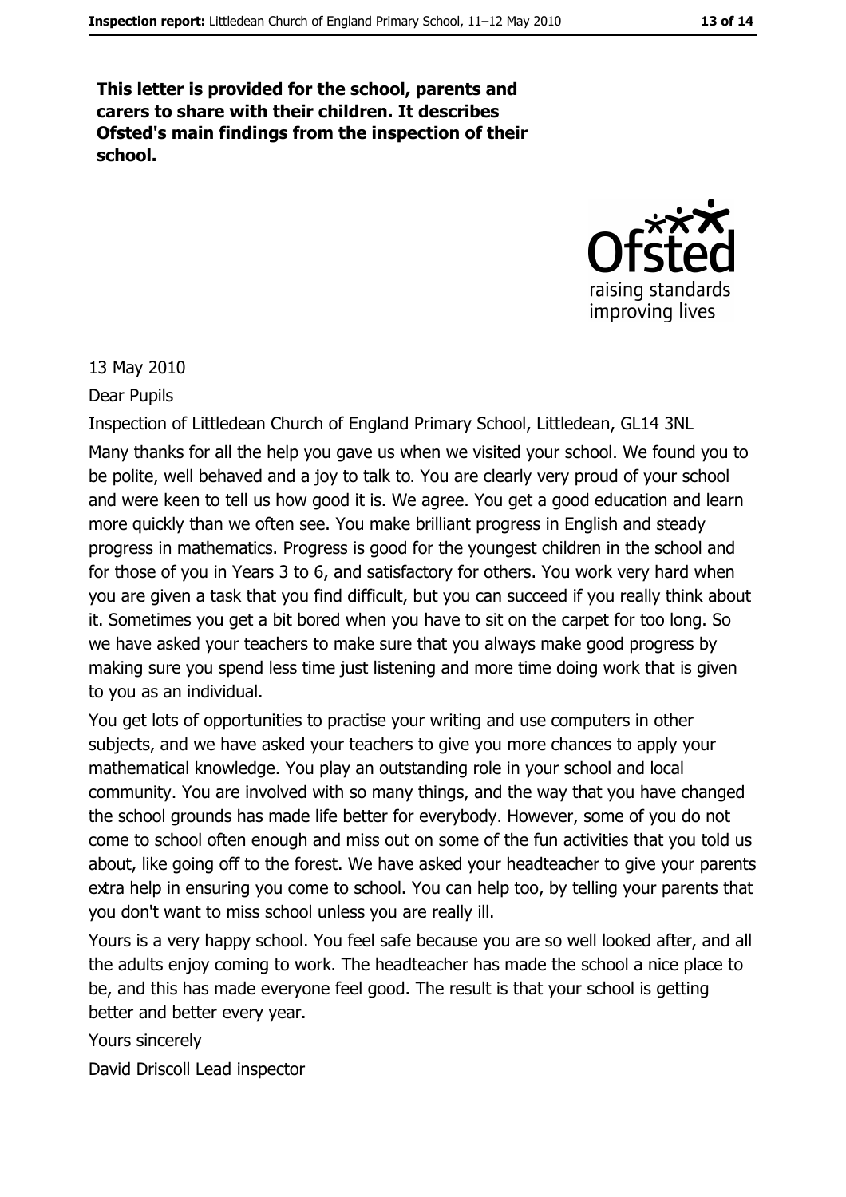**This letter is provided for the school, parents and carers to share with their children. It describes Ofsted's main findings from the inspection of their school.**

13 May 2010

Dear Pupils

Inspection of Littledean Church of England Primary School, Littledean, GL14 3NL

Many thanks for all the help you gave us when we visited your school. We found you to be polite, well behaved and a joy to talk to. You are clearly very proud of your school and were keen to tell us how good it is. We agree. You get a good education and learn more quickly than we often see. You make brilliant progress in English and steady progress in mathematics. Progress is good for the youngest children in the school and for those of you in Years 3 to 6, and satisfactory for others. You work very hard when you are given a task that you find difficult, but you can succeed if you really think about it. Sometimes you get a bit bored when you have to sit on the carpet for too long. So we have asked your teachers to make sure that you always make good progress by making sure you spend less time just listening and more time doing work that is given to you as an individual.

You get lots of opportunities to practise your writing and use computers in other subjects, and we have asked your teachers to give you more chances to apply your mathematical knowledge. You play an outstanding role in your school and local community. You are involved with so many things, and the way that you have changed the school grounds has made life better for everybody. However, some of you do not come to school often enough and miss out on some of the fun activities that you told us about, like going off to the forest. We have asked your headteacher to give your parents extra help in ensuring you come to school. You can help too, by telling your parents that you don't want to miss school unless you are really ill.

Yours is a very happy school. You feel safe because you are so well looked after, and all the adults enjoy coming to work. The headteacher has made the school a nice place to be, and this has made everyone feel good. The result is that your school is getting better and better every year.

Yours sincerely

David Driscoll Lead inspector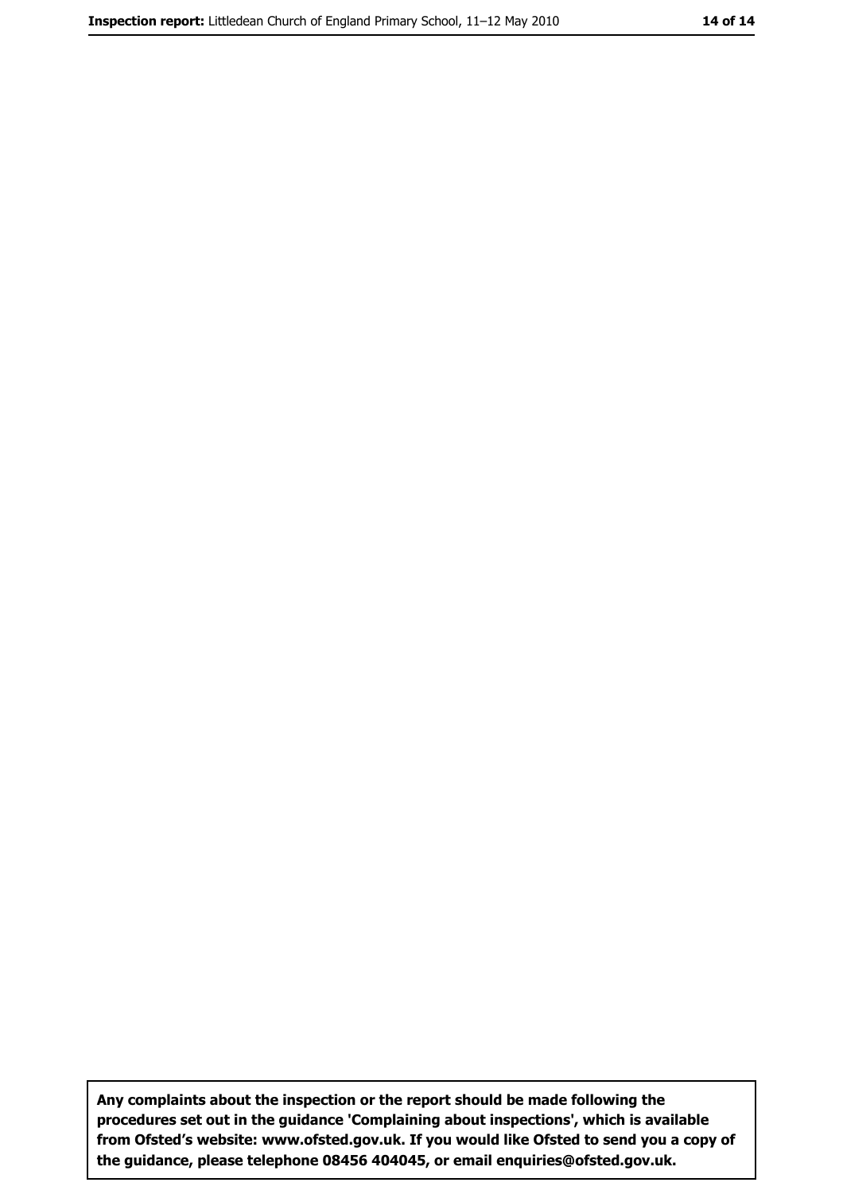**Any complaints about the inspection or the report should be made following the procedures set out in the guidance 'Complaining about inspections', which is available from Ofsted's website: www.ofsted.gov.uk. If you would like Ofsted to send you a copy of the guidance, please telephone 08456 404045, or email enquiries@ofsted.gov.uk.**